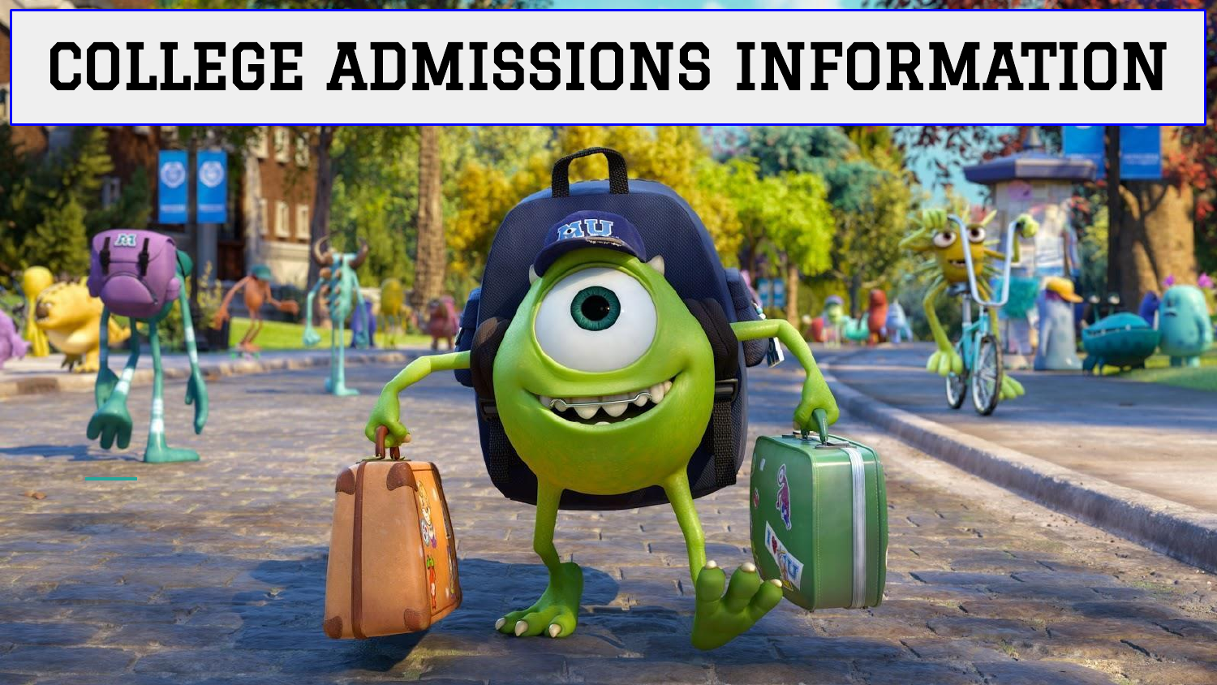# COLLEGE ADMISSIONS INFORMATION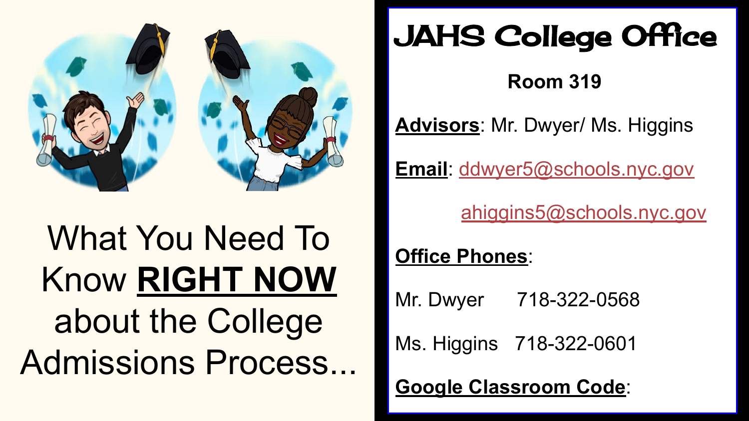What You Need To Know **RIGHT NOW** about the College Admissions Process...

# JAHS College Office

**Room 319**

**Advisors**: Mr. Dwyer/ Ms. Higgins

**Email**: ddwyer5@schools.nyc.gov

ahiggins5@schools.nyc.gov

**Office Phones**:

Mr. Dwyer 718-322-0568

Ms. Higgins 718-322-0601

**Google Classroom Code**: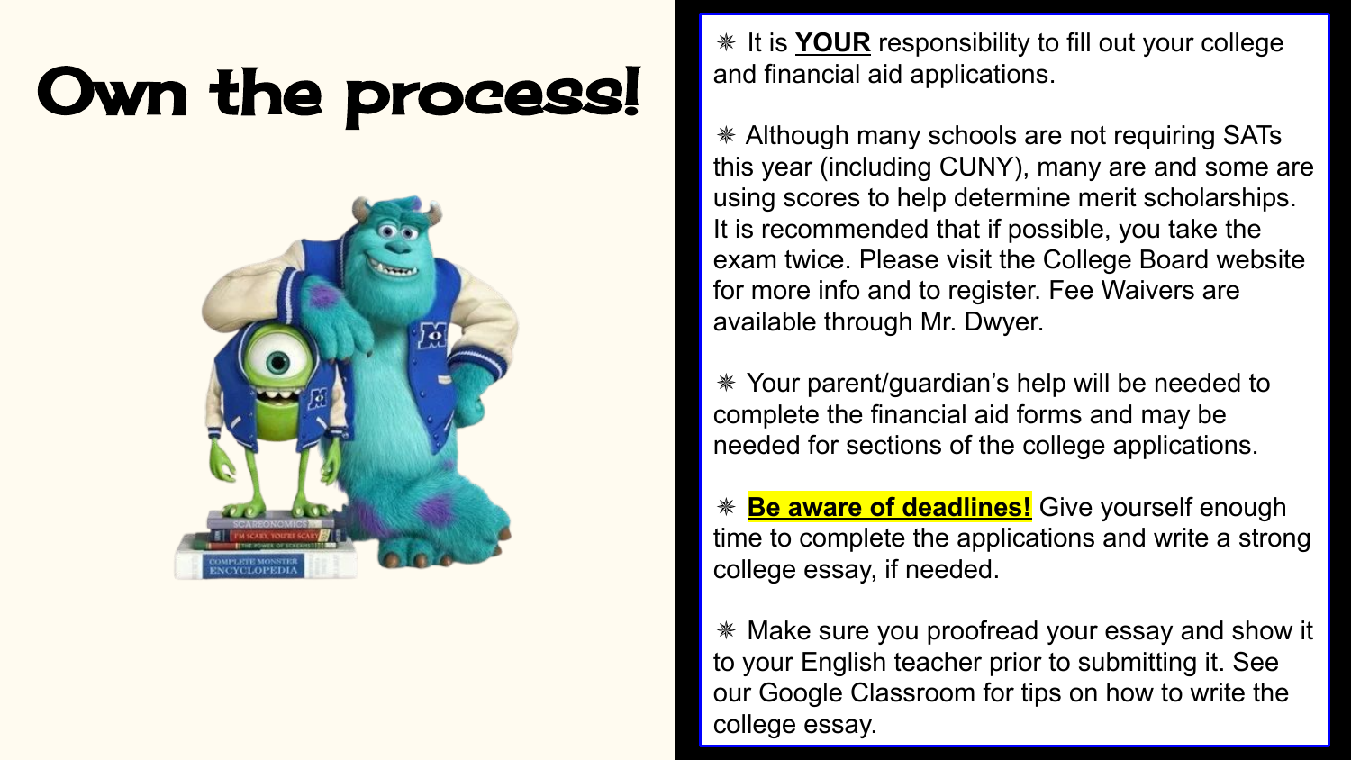# Own the process!

- It is **YOUR** responsibility to fill out your college and financial aid applications.

- Although many schools are not requiring SATs this year (including CUNY), many are and some are using scores to help determine merit scholarships. It is recommended that if possible, you take the exam twice. Please visit the College Board website for more info and to register. Fee Waivers are available through Mr. Dwyer.

- Your parent/guardian's help will be needed to complete the financial aid forms and may be needed for sections of the college applications.

- **Be aware of deadlines!** Give yourself enough time to complete the applications and write a strong college essay, if needed.

- Make sure you proofread your essay and show it to your English teacher prior to submitting it. See our Google Classroom for tips on how to write the college essay.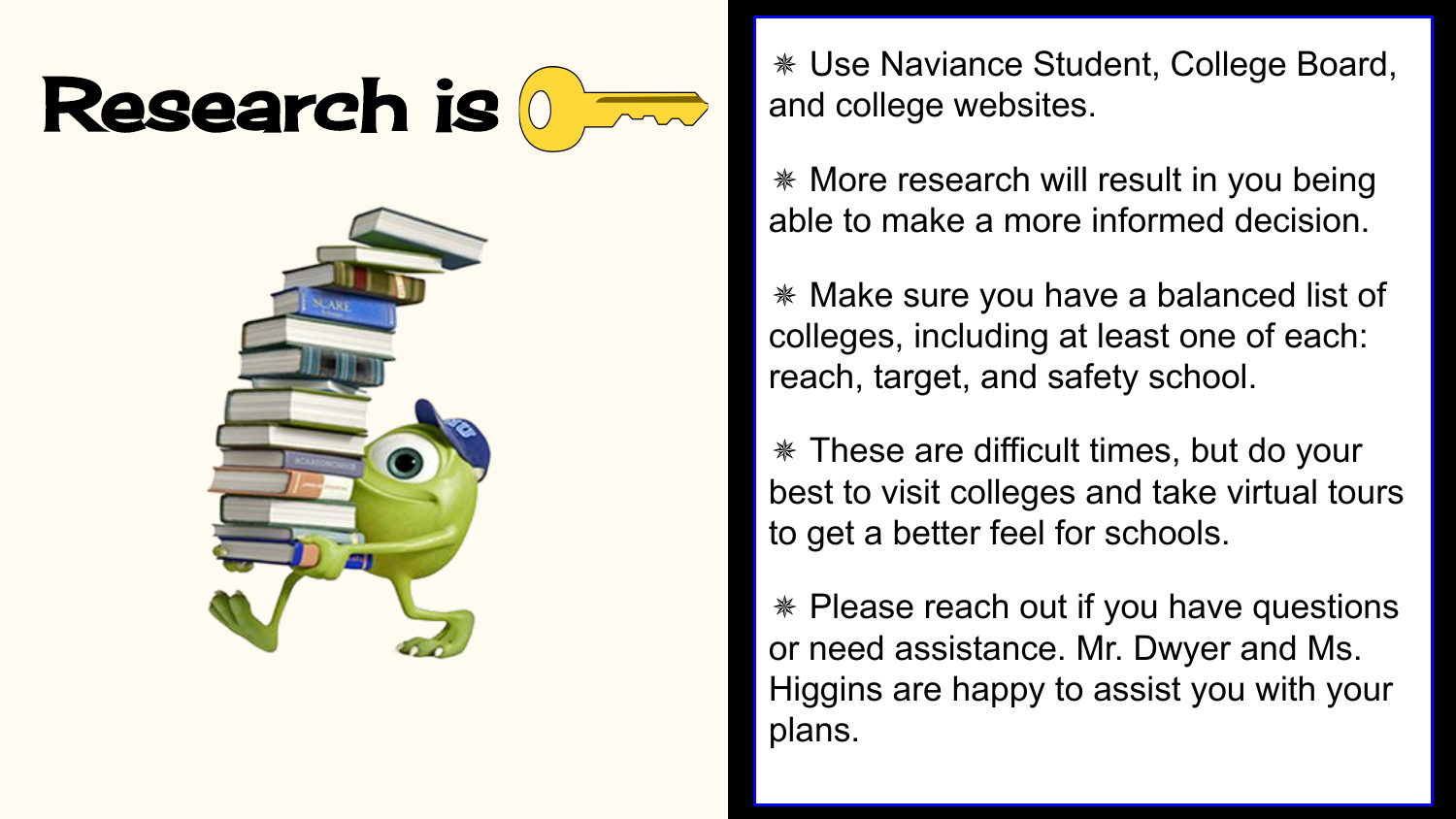# Research is 🔑

- Use Naviance Student, College Board, and college websites.
- More research will result in you being able to make a more informed decision.
- Make sure you have a balanced list of colleges, including at least one of each: reach, target, and safety school.
- These are difficult times, but do your best to visit colleges and take virtual tours to get a better feel for schools.
- Please reach out if you have questions or need assistance. Mr. Dwyer and Ms. Higgins are happy to assist you with your plans.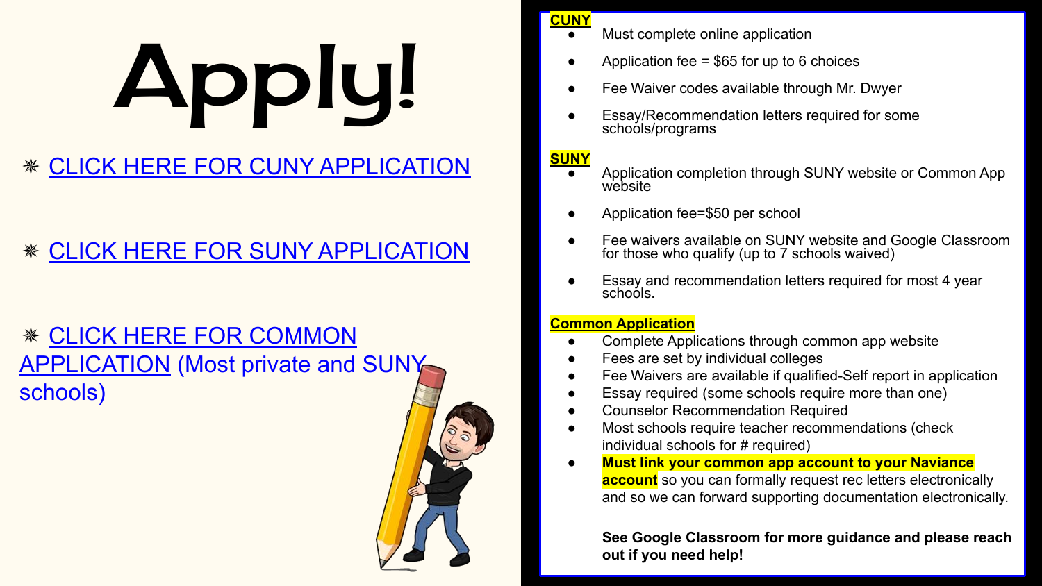# Apply!

- ✳ CLICK HERE FOR CUNY APPLICATION
- ✳ CLICK HERE FOR SUNY APPLICATION
- ✳ CLICK HERE FOR COMMON APPLICATION (Most private and SUNY schools)

**CUNY**

- Must complete online application
- Application fee = $65 for up to 6 choices
- Fee Waiver codes available through Mr. Dwyer
- Essay/Recommendation letters required for some schools/programs

**SUNY**

- Application completion through SUNY website or Common App website
- Application fee=$50 per school
- Fee waivers available on SUNY website and Google Classroom for those who qualify (up to 7 schools waived)
- Essay and recommendation letters required for most 4 year schools.

**Common Application**

- Complete Applications through common app website
- Fees are set by individual colleges
- Fee Waivers are available if qualified-Self report in application
- Essay required (some schools require more than one)
- Counselor Recommendation Required
- Most schools require teacher recommendations (check individual schools for # required)
- **Must link your common app account to your Naviance account** so you can formally request rec letters electronically and so we can forward supporting documentation electronically.

**See Google Classroom for more guidance and please reach out if you need help!**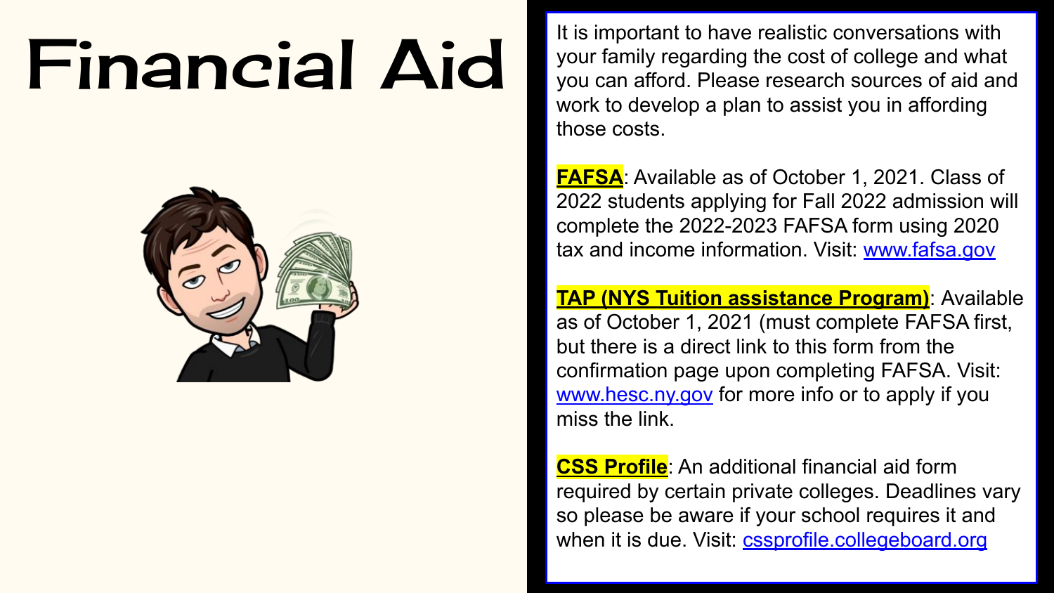# Financial Aid

It is important to have realistic conversations with your family regarding the cost of college and what you can afford. Please research sources of aid and work to develop a plan to assist you in affording those costs.

**FAFSA**: Available as of October 1, 2021. Class of 2022 students applying for Fall 2022 admission will complete the 2022-2023 FAFSA form using 2020 tax and income information. Visit: www.fafsa.gov

**TAP (NYS Tuition assistance Program)**: Available as of October 1, 2021 (must complete FAFSA first, but there is a direct link to this form from the confirmation page upon completing FAFSA. Visit: www.hesc.ny.gov for more info or to apply if you miss the link.

**CSS Profile**: An additional financial aid form required by certain private colleges. Deadlines vary so please be aware if your school requires it and when it is due. Visit: cssprofile.collegeboard.org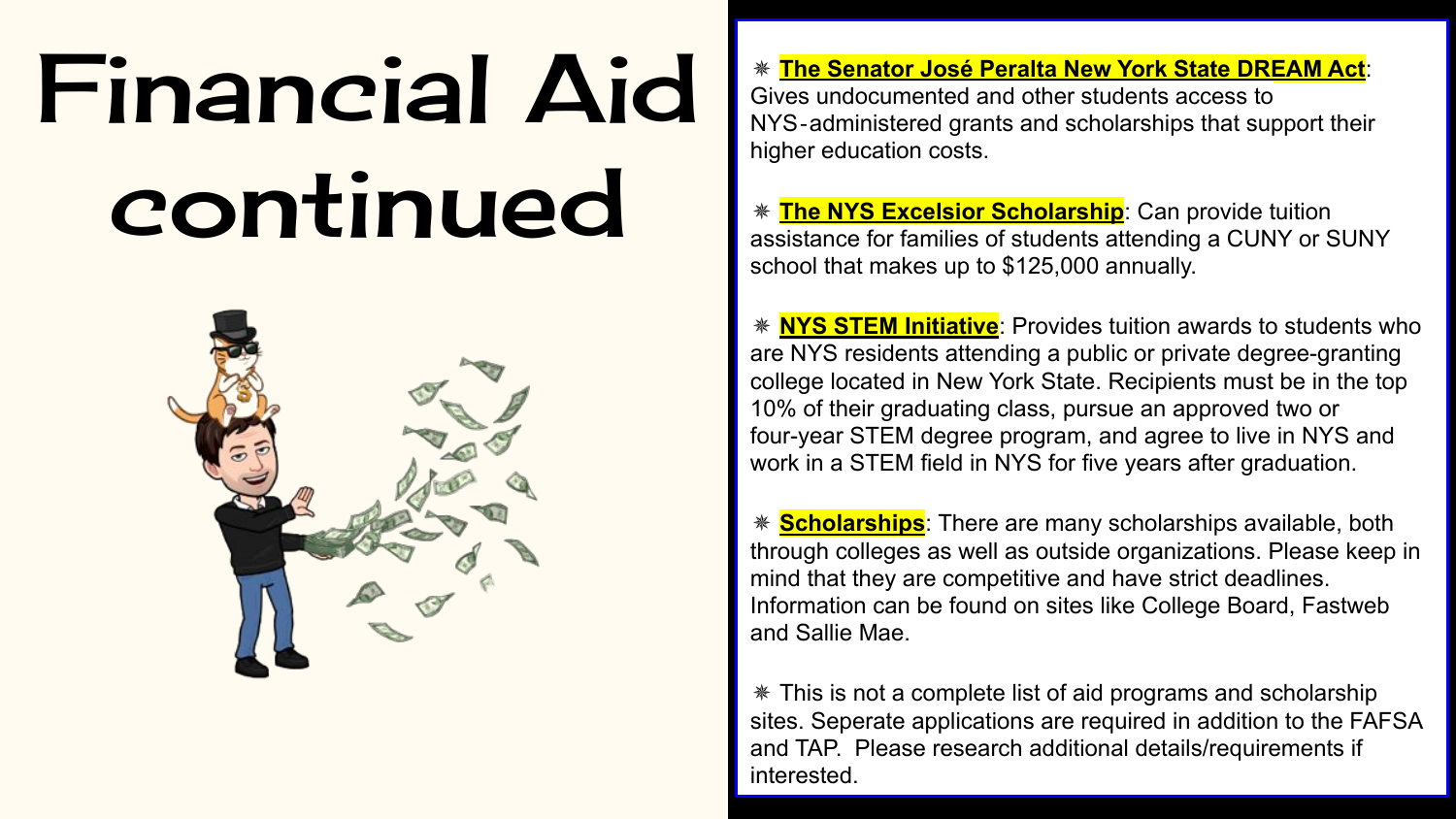# Financial Aid continued

- **The Senator José Peralta New York State DREAM Act**: Gives undocumented and other students access to NYS-administered grants and scholarships that support their higher education costs.

- **The NYS Excelsior Scholarship**: Can provide tuition assistance for families of students attending a CUNY or SUNY school that makes up to $125,000 annually.

- **NYS STEM Initiative**: Provides tuition awards to students who are NYS residents attending a public or private degree-granting college located in New York State. Recipients must be in the top 10% of their graduating class, pursue an approved two or four-year STEM degree program, and agree to live in NYS and work in a STEM field in NYS for five years after graduation.

- **Scholarships**: There are many scholarships available, both through colleges as well as outside organizations. Please keep in mind that they are competitive and have strict deadlines. Information can be found on sites like College Board, Fastweb and Sallie Mae.

- This is not a complete list of aid programs and scholarship sites. Seperate applications are required in addition to the FAFSA and TAP. Please research additional details/requirements if interested.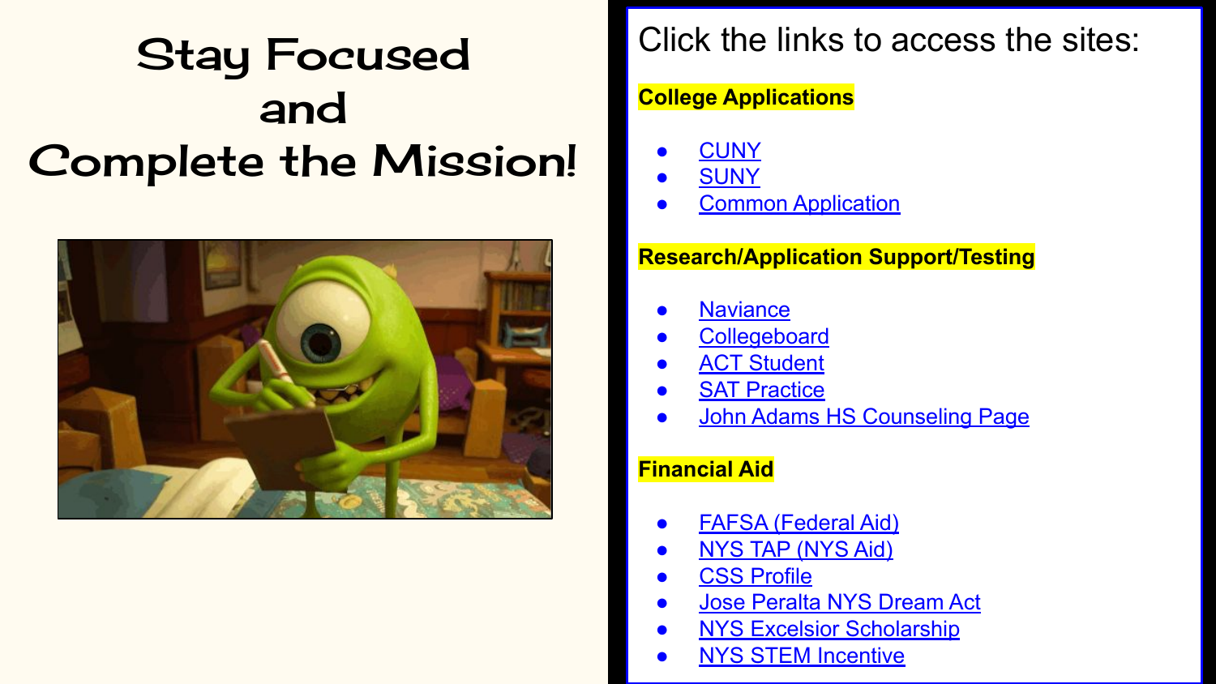# Stay Focused and Complete the Mission!

Click the links to access the sites:

**College Applications**

- CUNY
- SUNY
- Common Application

**Research/Application Support/Testing**

- Naviance
- Collegeboard
- ACT Student
- SAT Practice
- John Adams HS Counseling Page

**Financial Aid**

- FAFSA (Federal Aid)
- NYS TAP (NYS Aid)
- CSS Profile
- Jose Peralta NYS Dream Act
- NYS Excelsior Scholarship
- NYS STEM Incentive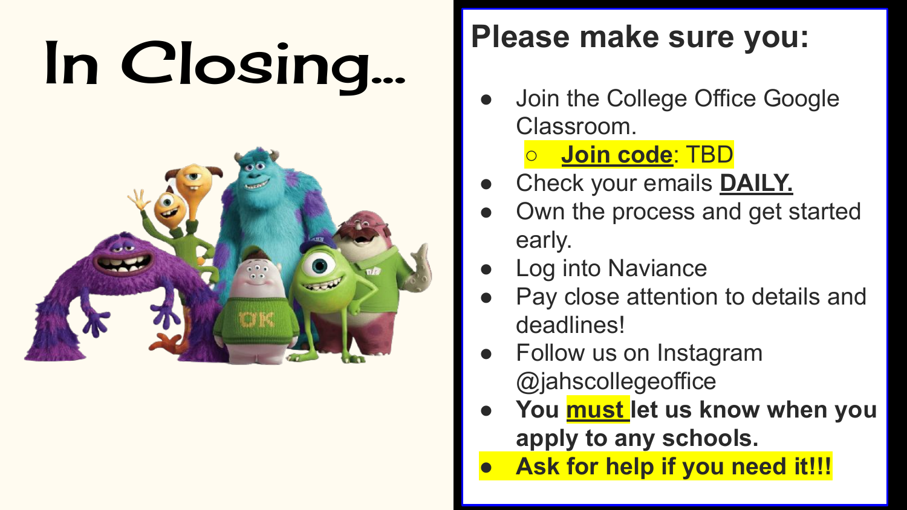# In Closing…

## Please make sure you:

- Join the College Office Google Classroom.
  - **Join code**: TBD
- Check your emails **DAILY.**
- Own the process and get started early.
- Log into Naviance
- Pay close attention to details and deadlines!
- Follow us on Instagram @jahscollegeoffice
- **You must let us know when you apply to any schools.**
- **Ask for help if you need it!!!**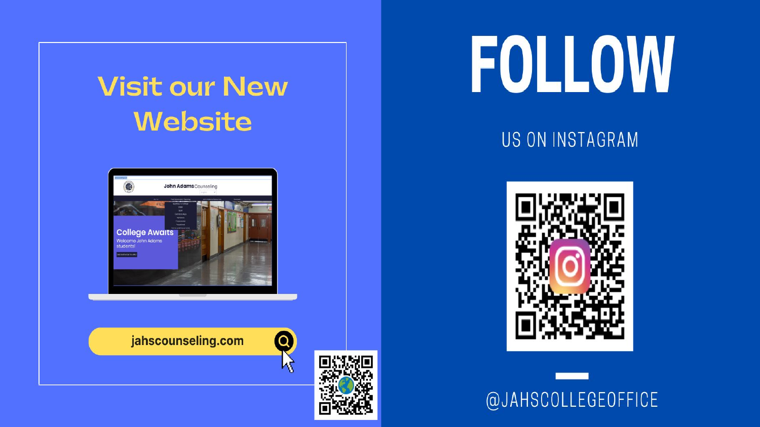# Visit our New Website

jahscounseling.com

# FOLLOW

US ON INSTAGRAM

@JAHSCOLLEGEOFFICE